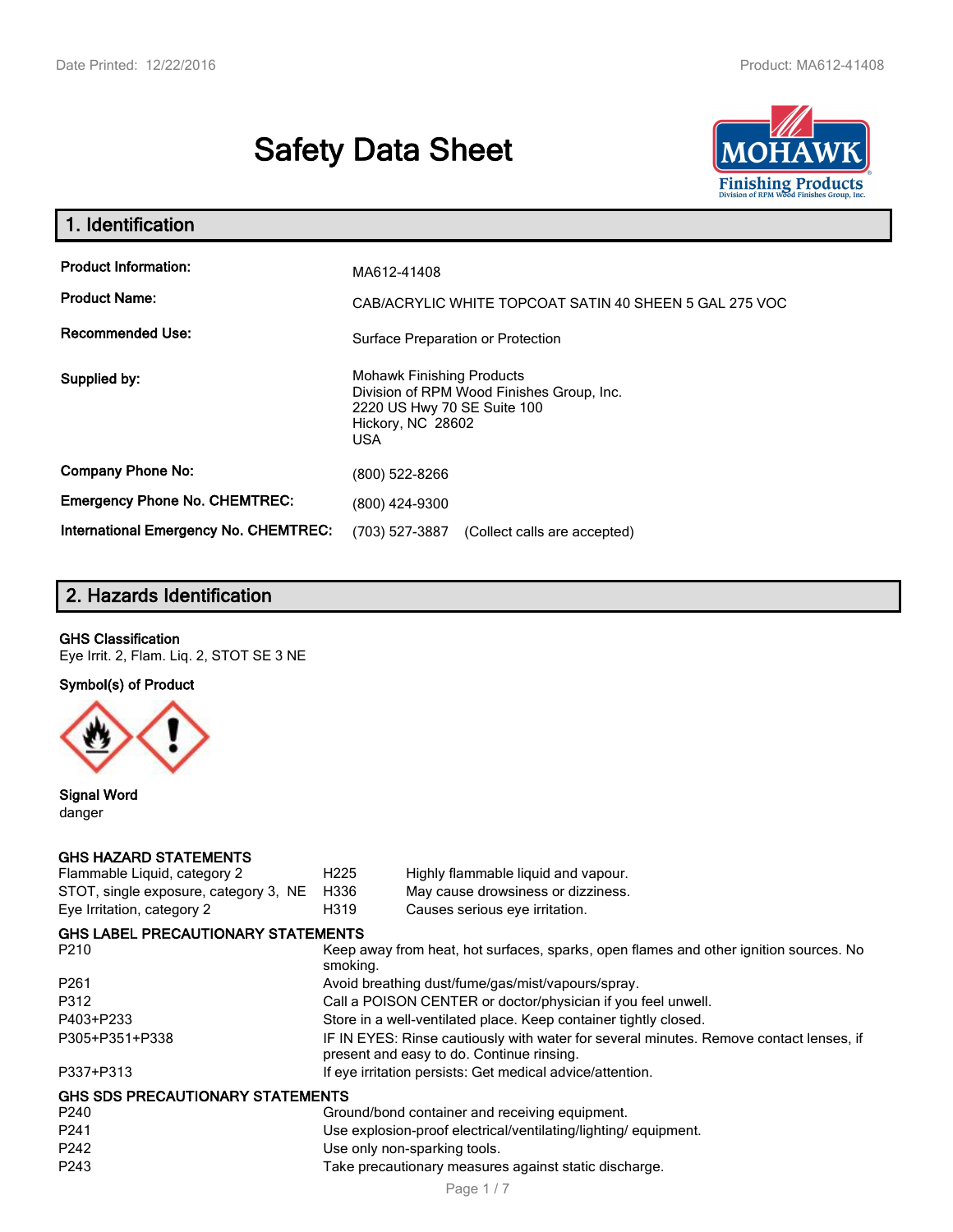# Safety Data Sheet

## 1. Identification

| | |
|---|---|
| **Product Information:** | MA612-41408 |
| **Product Name:** | CAB/ACRYLIC WHITE TOPCOAT SATIN 40 SHEEN 5 GAL 275 VOC |
| **Recommended Use:** | Surface Preparation or Protection |
| **Supplied by:** | Mohawk Finishing Products<br>Division of RPM Wood Finishes Group, Inc.<br>2220 US Hwy 70 SE Suite 100<br>Hickory, NC 28602<br>USA |
| **Company Phone No:** | (800) 522-8266 |
| **Emergency Phone No. CHEMTREC:** | (800) 424-9300 |
| **International Emergency No. CHEMTREC:** | (703) 527-3887 (Collect calls are accepted) |

## 2. Hazards Identification

**GHS Classification**
Eye Irrit. 2, Flam. Liq. 2, STOT SE 3 NE

**Symbol(s) of Product**

**Signal Word**
danger

### GHS HAZARD STATEMENTS

| | | |
|---|---|---|
| Flammable Liquid, category 2 | H225 | Highly flammable liquid and vapour. |
| STOT, single exposure, category 3, NE | H336 | May cause drowsiness or dizziness. |
| Eye Irritation, category 2 | H319 | Causes serious eye irritation. |

### GHS LABEL PRECAUTIONARY STATEMENTS

| | |
|---|---|
| P210 | Keep away from heat, hot surfaces, sparks, open flames and other ignition sources. No smoking. |
| P261 | Avoid breathing dust/fume/gas/mist/vapours/spray. |
| P312 | Call a POISON CENTER or doctor/physician if you feel unwell. |
| P403+P233 | Store in a well-ventilated place. Keep container tightly closed. |
| P305+P351+P338 | IF IN EYES: Rinse cautiously with water for several minutes. Remove contact lenses, if present and easy to do. Continue rinsing. |
| P337+P313 | If eye irritation persists: Get medical advice/attention. |

### GHS SDS PRECAUTIONARY STATEMENTS

| | |
|---|---|
| P240 | Ground/bond container and receiving equipment. |
| P241 | Use explosion-proof electrical/ventilating/lighting/ equipment. |
| P242 | Use only non-sparking tools. |
| P243 | Take precautionary measures against static discharge. |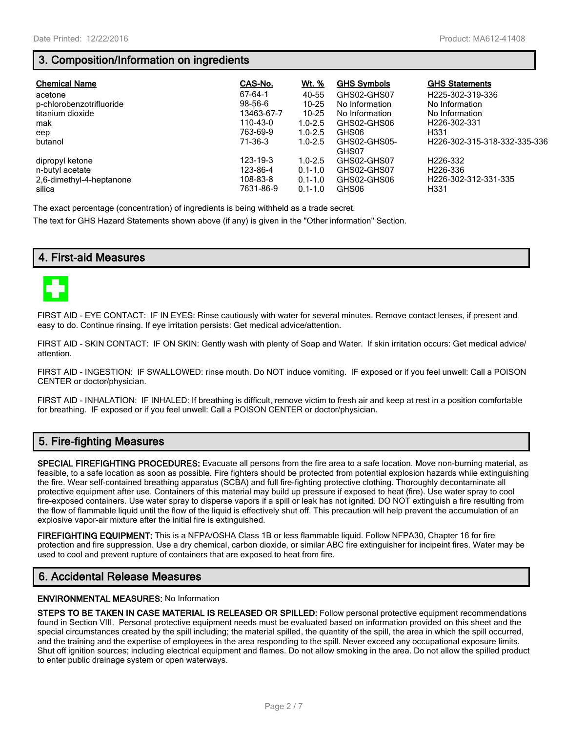## 3. Composition/Information on ingredients

| Chemical Name | CAS-No. | Wt. % | GHS Symbols | GHS Statements |
|---|---|---|---|---|
| acetone | 67-64-1 | 40-55 | GHS02-GHS07 | H225-302-319-336 |
| p-chlorobenzotrifluoride | 98-56-6 | 10-25 | No Information | No Information |
| titanium dioxide | 13463-67-7 | 10-25 | No Information | No Information |
| mak | 110-43-0 | 1.0-2.5 | GHS02-GHS06 | H226-302-331 |
| eep | 763-69-9 | 1.0-2.5 | GHS06 | H331 |
| butanol | 71-36-3 | 1.0-2.5 | GHS02-GHS05-GHS07 | H226-302-315-318-332-335-336 |
| dipropyl ketone | 123-19-3 | 1.0-2.5 | GHS02-GHS07 | H226-332 |
| n-butyl acetate | 123-86-4 | 0.1-1.0 | GHS02-GHS07 | H226-336 |
| 2,6-dimethyl-4-heptanone | 108-83-8 | 0.1-1.0 | GHS02-GHS06 | H226-302-312-331-335 |
| silica | 7631-86-9 | 0.1-1.0 | GHS06 | H331 |

The exact percentage (concentration) of ingredients is being withheld as a trade secret.

The text for GHS Hazard Statements shown above (if any) is given in the "Other information" Section.

## 4. First-aid Measures

FIRST AID - EYE CONTACT: IF IN EYES: Rinse cautiously with water for several minutes. Remove contact lenses, if present and easy to do. Continue rinsing. If eye irritation persists: Get medical advice/attention.

FIRST AID - SKIN CONTACT: IF ON SKIN: Gently wash with plenty of Soap and Water. If skin irritation occurs: Get medical advice/attention.

FIRST AID - INGESTION: IF SWALLOWED: rinse mouth. Do NOT induce vomiting. IF exposed or if you feel unwell: Call a POISON CENTER or doctor/physician.

FIRST AID - INHALATION: IF INHALED: If breathing is difficult, remove victim to fresh air and keep at rest in a position comfortable for breathing. IF exposed or if you feel unwell: Call a POISON CENTER or doctor/physician.

## 5. Fire-fighting Measures

**SPECIAL FIREFIGHTING PROCEDURES:** Evacuate all persons from the fire area to a safe location. Move non-burning material, as feasible, to a safe location as soon as possible. Fire fighters should be protected from potential explosion hazards while extinguishing the fire. Wear self-contained breathing apparatus (SCBA) and full fire-fighting protective clothing. Thoroughly decontaminate all protective equipment after use. Containers of this material may build up pressure if exposed to heat (fire). Use water spray to cool fire-exposed containers. Use water spray to disperse vapors if a spill or leak has not ignited. DO NOT extinguish a fire resulting from the flow of flammable liquid until the flow of the liquid is effectively shut off. This precaution will help prevent the accumulation of an explosive vapor-air mixture after the initial fire is extinguished.

**FIREFIGHTING EQUIPMENT:** This is a NFPA/OSHA Class 1B or less flammable liquid. Follow NFPA30, Chapter 16 for fire protection and fire suppression. Use a dry chemical, carbon dioxide, or similar ABC fire extinguisher for incipeint fires. Water may be used to cool and prevent rupture of containers that are exposed to heat from fire.

## 6. Accidental Release Measures

**ENVIRONMENTAL MEASURES:** No Information

**STEPS TO BE TAKEN IN CASE MATERIAL IS RELEASED OR SPILLED:** Follow personal protective equipment recommendations found in Section VIII. Personal protective equipment needs must be evaluated based on information provided on this sheet and the special circumstances created by the spill including; the material spilled, the quantity of the spill, the area in which the spill occurred, and the training and the expertise of employees in the area responding to the spill. Never exceed any occupational exposure limits. Shut off ignition sources; including electrical equipment and flames. Do not allow smoking in the area. Do not allow the spilled product to enter public drainage system or open waterways.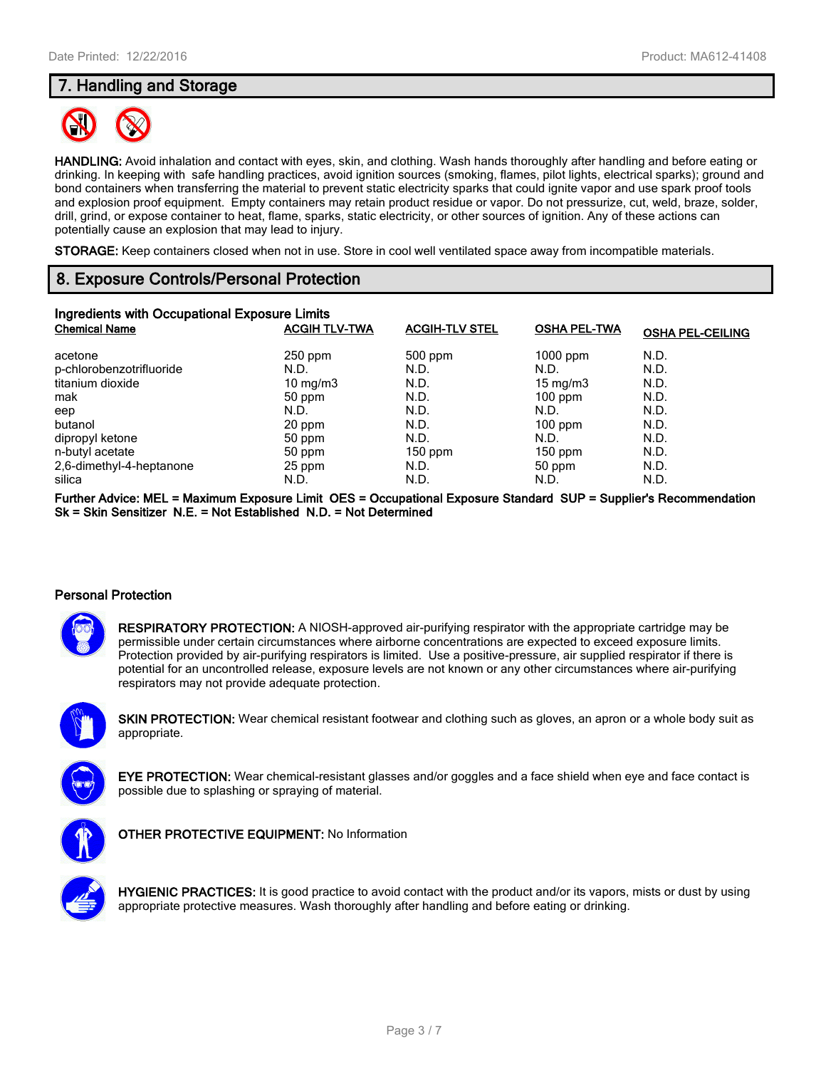## 7. Handling and Storage

**HANDLING:** Avoid inhalation and contact with eyes, skin, and clothing. Wash hands thoroughly after handling and before eating or drinking. In keeping with safe handling practices, avoid ignition sources (smoking, flames, pilot lights, electrical sparks); ground and bond containers when transferring the material to prevent static electricity sparks that could ignite vapor and use spark proof tools and explosion proof equipment. Empty containers may retain product residue or vapor. Do not pressurize, cut, weld, braze, solder, drill, grind, or expose container to heat, flame, sparks, static electricity, or other sources of ignition. Any of these actions can potentially cause an explosion that may lead to injury.

**STORAGE:** Keep containers closed when not in use. Store in cool well ventilated space away from incompatible materials.

## 8. Exposure Controls/Personal Protection

### Ingredients with Occupational Exposure Limits

| Chemical Name | ACGIH TLV-TWA | ACGIH-TLV STEL | OSHA PEL-TWA | OSHA PEL-CEILING |
|---|---|---|---|---|
| acetone | 250 ppm | 500 ppm | 1000 ppm | N.D. |
| p-chlorobenzotrifluoride | N.D. | N.D. | N.D. | N.D. |
| titanium dioxide | 10 mg/m3 | N.D. | 15 mg/m3 | N.D. |
| mak | 50 ppm | N.D. | 100 ppm | N.D. |
| eep | N.D. | N.D. | N.D. | N.D. |
| butanol | 20 ppm | N.D. | 100 ppm | N.D. |
| dipropyl ketone | 50 ppm | N.D. | N.D. | N.D. |
| n-butyl acetate | 50 ppm | 150 ppm | 150 ppm | N.D. |
| 2,6-dimethyl-4-heptanone | 25 ppm | N.D. | 50 ppm | N.D. |
| silica | N.D. | N.D. | N.D. | N.D. |

**Further Advice: MEL = Maximum Exposure Limit OES = Occupational Exposure Standard SUP = Supplier's Recommendation Sk = Skin Sensitizer N.E. = Not Established N.D. = Not Determined**

### Personal Protection

**RESPIRATORY PROTECTION:** A NIOSH-approved air-purifying respirator with the appropriate cartridge may be permissible under certain circumstances where airborne concentrations are expected to exceed exposure limits. Protection provided by air-purifying respirators is limited. Use a positive-pressure, air supplied respirator if there is potential for an uncontrolled release, exposure levels are not known or any other circumstances where air-purifying respirators may not provide adequate protection.

**SKIN PROTECTION:** Wear chemical resistant footwear and clothing such as gloves, an apron or a whole body suit as appropriate.

**EYE PROTECTION:** Wear chemical-resistant glasses and/or goggles and a face shield when eye and face contact is possible due to splashing or spraying of material.

**OTHER PROTECTIVE EQUIPMENT:** No Information

**HYGIENIC PRACTICES:** It is good practice to avoid contact with the product and/or its vapors, mists or dust by using appropriate protective measures. Wash thoroughly after handling and before eating or drinking.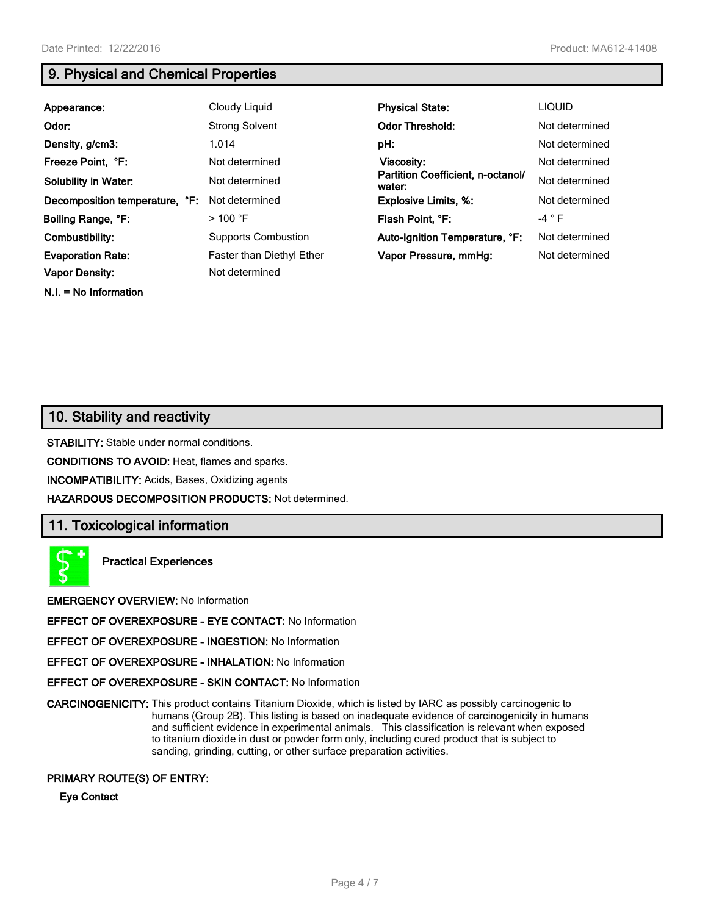## 9. Physical and Chemical Properties

| | | | |
|---|---|---|---|
| **Appearance:** | Cloudy Liquid | **Physical State:** | LIQUID |
| **Odor:** | Strong Solvent | **Odor Threshold:** | Not determined |
| **Density, g/cm3:** | 1.014 | **pH:** | Not determined |
| **Freeze Point, °F:** | Not determined | **Viscosity:** | Not determined |
| **Solubility in Water:** | Not determined | **Partition Coefficient, n-octanol/ water:** | Not determined |
| **Decomposition temperature, °F:** | Not determined | **Explosive Limits, %:** | Not determined |
| **Boiling Range, °F:** | > 100 °F | **Flash Point, °F:** | -4 ° F |
| **Combustibility:** | Supports Combustion | **Auto-Ignition Temperature, °F:** | Not determined |
| **Evaporation Rate:** | Faster than Diethyl Ether | **Vapor Pressure, mmHg:** | Not determined |
| **Vapor Density:** | Not determined | | |

**N.I. = No Information**

## 10. Stability and reactivity

**STABILITY:** Stable under normal conditions.

**CONDITIONS TO AVOID:** Heat, flames and sparks.

**INCOMPATIBILITY:** Acids, Bases, Oxidizing agents

**HAZARDOUS DECOMPOSITION PRODUCTS:** Not determined.

## 11. Toxicological information

**Practical Experiences**

**EMERGENCY OVERVIEW:** No Information

**EFFECT OF OVEREXPOSURE - EYE CONTACT:** No Information

**EFFECT OF OVEREXPOSURE - INGESTION:** No Information

**EFFECT OF OVEREXPOSURE - INHALATION:** No Information

**EFFECT OF OVEREXPOSURE - SKIN CONTACT:** No Information

**CARCINOGENICITY:** This product contains Titanium Dioxide, which is listed by IARC as possibly carcinogenic to humans (Group 2B). This listing is based on inadequate evidence of carcinogenicity in humans and sufficient evidence in experimental animals. This classification is relevant when exposed to titanium dioxide in dust or powder form only, including cured product that is subject to sanding, grinding, cutting, or other surface preparation activities.

**PRIMARY ROUTE(S) OF ENTRY:**

**Eye Contact**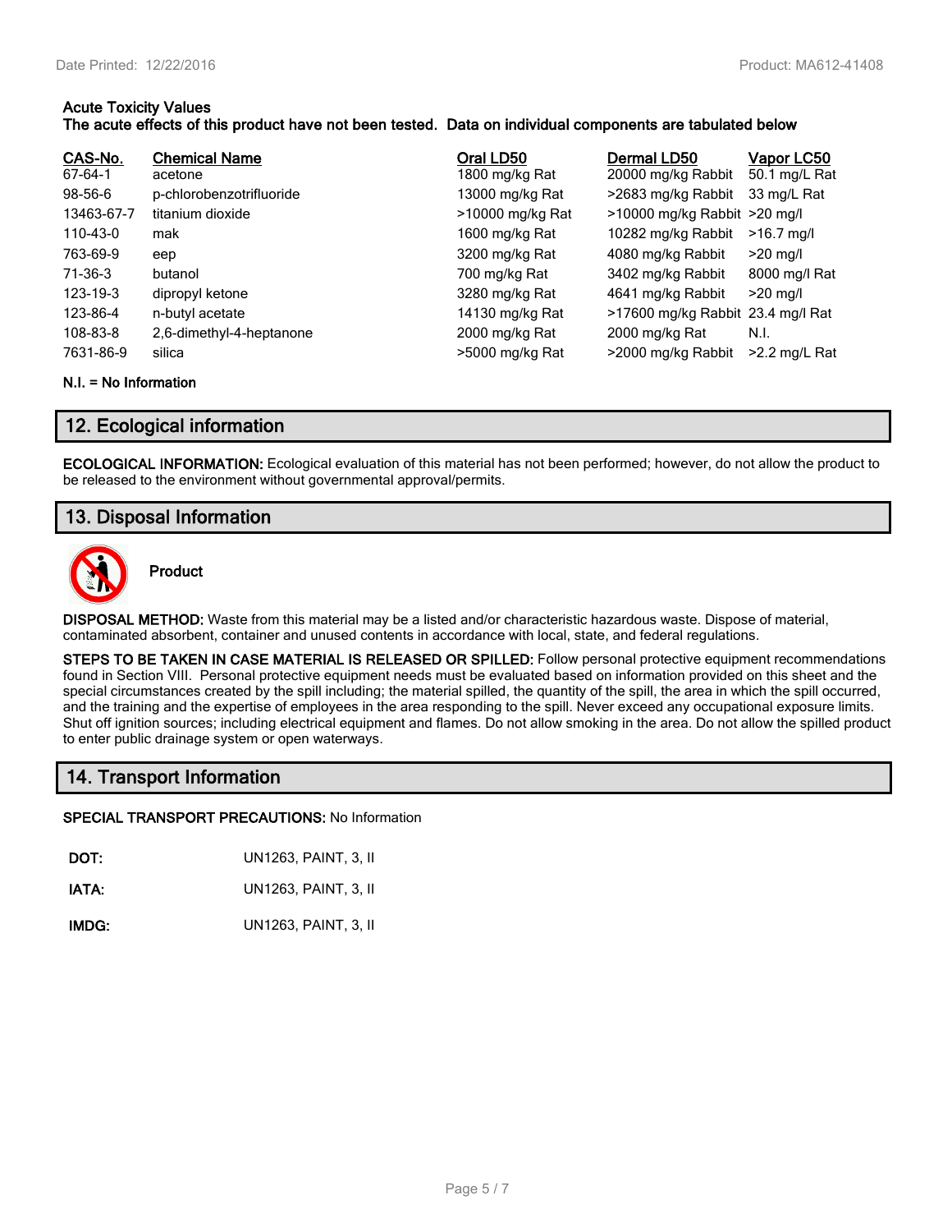**Acute Toxicity Values**

**The acute effects of this product have not been tested. Data on individual components are tabulated below**

| CAS-No. | Chemical Name | Oral LD50 | Dermal LD50 | Vapor LC50 |
|---|---|---|---|---|
| 67-64-1 | acetone | 1800 mg/kg Rat | 20000 mg/kg Rabbit | 50.1 mg/L Rat |
| 98-56-6 | p-chlorobenzotrifluoride | 13000 mg/kg Rat | >2683 mg/kg Rabbit | 33 mg/L Rat |
| 13463-67-7 | titanium dioxide | >10000 mg/kg Rat | >10000 mg/kg Rabbit | >20 mg/l |
| 110-43-0 | mak | 1600 mg/kg Rat | 10282 mg/kg Rabbit | >16.7 mg/l |
| 763-69-9 | eep | 3200 mg/kg Rat | 4080 mg/kg Rabbit | >20 mg/l |
| 71-36-3 | butanol | 700 mg/kg Rat | 3402 mg/kg Rabbit | 8000 mg/l Rat |
| 123-19-3 | dipropyl ketone | 3280 mg/kg Rat | 4641 mg/kg Rabbit | >20 mg/l |
| 123-86-4 | n-butyl acetate | 14130 mg/kg Rat | >17600 mg/kg Rabbit | 23.4 mg/l Rat |
| 108-83-8 | 2,6-dimethyl-4-heptanone | 2000 mg/kg Rat | 2000 mg/kg Rat | N.I. |
| 7631-86-9 | silica | >5000 mg/kg Rat | >2000 mg/kg Rabbit | >2.2 mg/L Rat |

**N.I. = No Information**

## 12. Ecological information

**ECOLOGICAL INFORMATION:** Ecological evaluation of this material has not been performed; however, do not allow the product to be released to the environment without governmental approval/permits.

## 13. Disposal Information

**Product**

**DISPOSAL METHOD:** Waste from this material may be a listed and/or characteristic hazardous waste. Dispose of material, contaminated absorbent, container and unused contents in accordance with local, state, and federal regulations.

**STEPS TO BE TAKEN IN CASE MATERIAL IS RELEASED OR SPILLED:** Follow personal protective equipment recommendations found in Section VIII. Personal protective equipment needs must be evaluated based on information provided on this sheet and the special circumstances created by the spill including; the material spilled, the quantity of the spill, the area in which the spill occurred, and the training and the expertise of employees in the area responding to the spill. Never exceed any occupational exposure limits. Shut off ignition sources; including electrical equipment and flames. Do not allow smoking in the area. Do not allow the spilled product to enter public drainage system or open waterways.

## 14. Transport Information

**SPECIAL TRANSPORT PRECAUTIONS:** No Information

**DOT:** UN1263, PAINT, 3, II

**IATA:** UN1263, PAINT, 3, II

**IMDG:** UN1263, PAINT, 3, II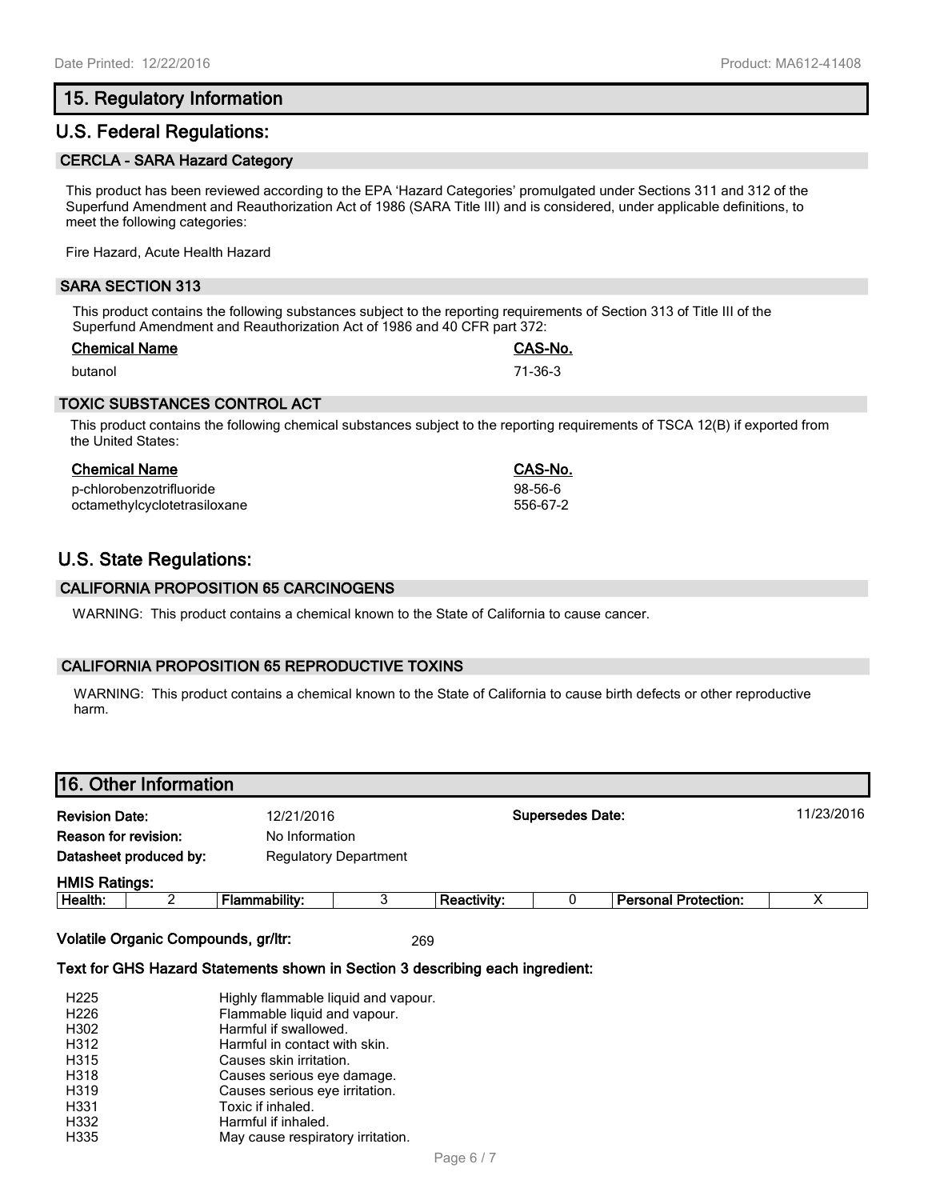## 15. Regulatory Information

## U.S. Federal Regulations:

### CERCLA - SARA Hazard Category

This product has been reviewed according to the EPA 'Hazard Categories' promulgated under Sections 311 and 312 of the Superfund Amendment and Reauthorization Act of 1986 (SARA Title III) and is considered, under applicable definitions, to meet the following categories:

Fire Hazard, Acute Health Hazard

### SARA SECTION 313

This product contains the following substances subject to the reporting requirements of Section 313 of Title III of the Superfund Amendment and Reauthorization Act of 1986 and 40 CFR part 372:

| Chemical Name | CAS-No. |
|---|---|
| butanol | 71-36-3 |

### TOXIC SUBSTANCES CONTROL ACT

This product contains the following chemical substances subject to the reporting requirements of TSCA 12(B) if exported from the United States:

| Chemical Name | CAS-No. |
|---|---|
| p-chlorobenzotrifluoride | 98-56-6 |
| octamethylcyclotetrasiloxane | 556-67-2 |

## U.S. State Regulations:

### CALIFORNIA PROPOSITION 65 CARCINOGENS

WARNING: This product contains a chemical known to the State of California to cause cancer.

### CALIFORNIA PROPOSITION 65 REPRODUCTIVE TOXINS

WARNING: This product contains a chemical known to the State of California to cause birth defects or other reproductive harm.

## 16. Other Information

**Revision Date:** 12/21/2016 **Supersedes Date:** 11/23/2016

**Reason for revision:** No Information

**Datasheet produced by:** Regulatory Department

**HMIS Ratings:**

| Health: | 2 | Flammability: | 3 | Reactivity: | 0 | Personal Protection: | X |
|---|---|---|---|---|---|---|---|

**Volatile Organic Compounds, gr/ltr:** 269

**Text for GHS Hazard Statements shown in Section 3 describing each ingredient:**

| | |
|---|---|
| H225 | Highly flammable liquid and vapour. |
| H226 | Flammable liquid and vapour. |
| H302 | Harmful if swallowed. |
| H312 | Harmful in contact with skin. |
| H315 | Causes skin irritation. |
| H318 | Causes serious eye damage. |
| H319 | Causes serious eye irritation. |
| H331 | Toxic if inhaled. |
| H332 | Harmful if inhaled. |
| H335 | May cause respiratory irritation. |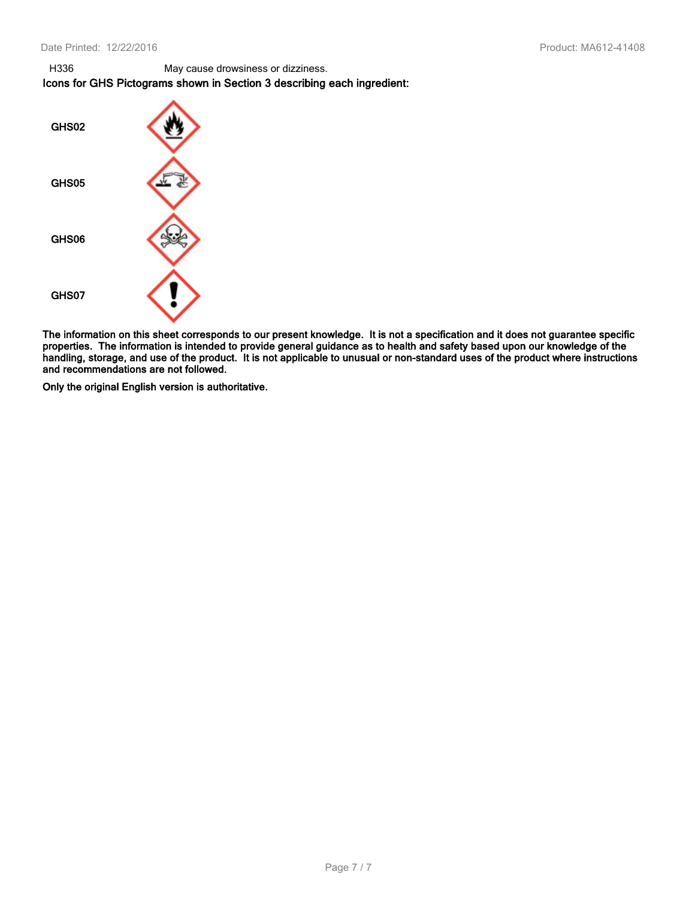| | |
| --- | --- |
| H336 | May cause drowsiness or dizziness. |

**Icons for GHS Pictograms shown in Section 3 describing each ingredient:**

GHS02

GHS05

GHS06

GHS07

**The information on this sheet corresponds to our present knowledge. It is not a specification and it does not guarantee specific properties. The information is intended to provide general guidance as to health and safety based upon our knowledge of the handling, storage, and use of the product. It is not applicable to unusual or non-standard uses of the product where instructions and recommendations are not followed.**

**Only the original English version is authoritative.**